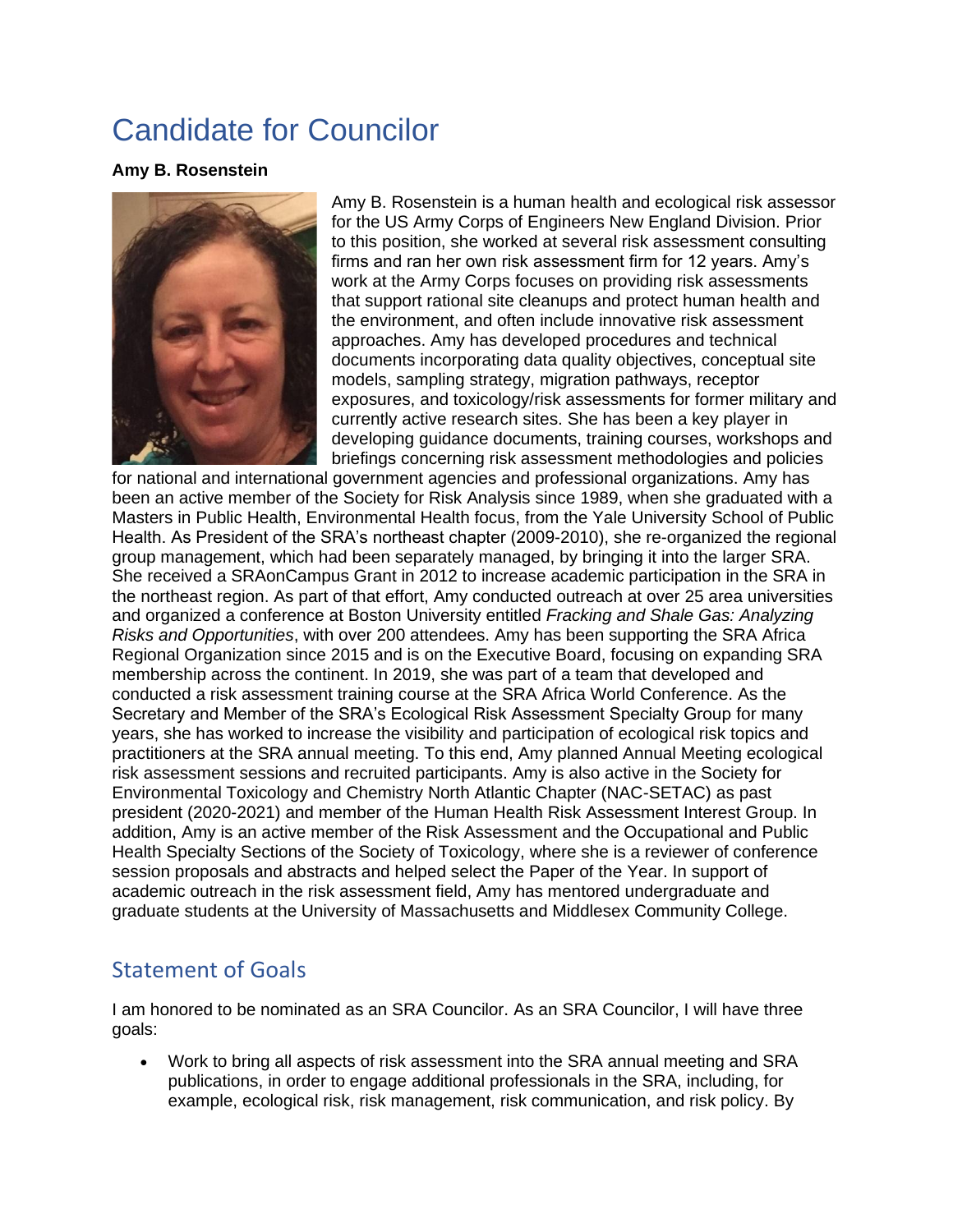# Candidate for Councilor

**Amy B. Rosenstein**

Amy B. Rosenstein is a human health and ecological risk assessor for the US Army Corps of Engineers New England Division. Prior to this position, she worked at several risk assessment consulting firms and ran her own risk assessment firm for 12 years. Amy's work at the Army Corps focuses on providing risk assessments that support rational site cleanups and protect human health and the environment, and often include innovative risk assessment approaches. Amy has developed procedures and technical documents incorporating data quality objectives, conceptual site models, sampling strategy, migration pathways, receptor exposures, and toxicology/risk assessments for former military and currently active research sites. She has been a key player in developing guidance documents, training courses, workshops and briefings concerning risk assessment methodologies and policies for national and international government agencies and professional organizations. Amy has been an active member of the Society for Risk Analysis since 1989, when she graduated with a Masters in Public Health, Environmental Health focus, from the Yale University School of Public Health. As President of the SRA's northeast chapter (2009-2010), she re-organized the regional group management, which had been separately managed, by bringing it into the larger SRA. She received a SRAonCampus Grant in 2012 to increase academic participation in the SRA in the northeast region. As part of that effort, Amy conducted outreach at over 25 area universities and organized a conference at Boston University entitled *Fracking and Shale Gas: Analyzing Risks and Opportunities*, with over 200 attendees. Amy has been supporting the SRA Africa Regional Organization since 2015 and is on the Executive Board, focusing on expanding SRA membership across the continent. In 2019, she was part of a team that developed and conducted a risk assessment training course at the SRA Africa World Conference. As the Secretary and Member of the SRA's Ecological Risk Assessment Specialty Group for many years, she has worked to increase the visibility and participation of ecological risk topics and practitioners at the SRA annual meeting. To this end, Amy planned Annual Meeting ecological risk assessment sessions and recruited participants. Amy is also active in the Society for Environmental Toxicology and Chemistry North Atlantic Chapter (NAC-SETAC) as past president (2020-2021) and member of the Human Health Risk Assessment Interest Group. In addition, Amy is an active member of the Risk Assessment and the Occupational and Public Health Specialty Sections of the Society of Toxicology, where she is a reviewer of conference session proposals and abstracts and helped select the Paper of the Year. In support of academic outreach in the risk assessment field, Amy has mentored undergraduate and graduate students at the University of Massachusetts and Middlesex Community College.

## Statement of Goals

I am honored to be nominated as an SRA Councilor. As an SRA Councilor, I will have three goals:

- Work to bring all aspects of risk assessment into the SRA annual meeting and SRA publications, in order to engage additional professionals in the SRA, including, for example, ecological risk, risk management, risk communication, and risk policy. By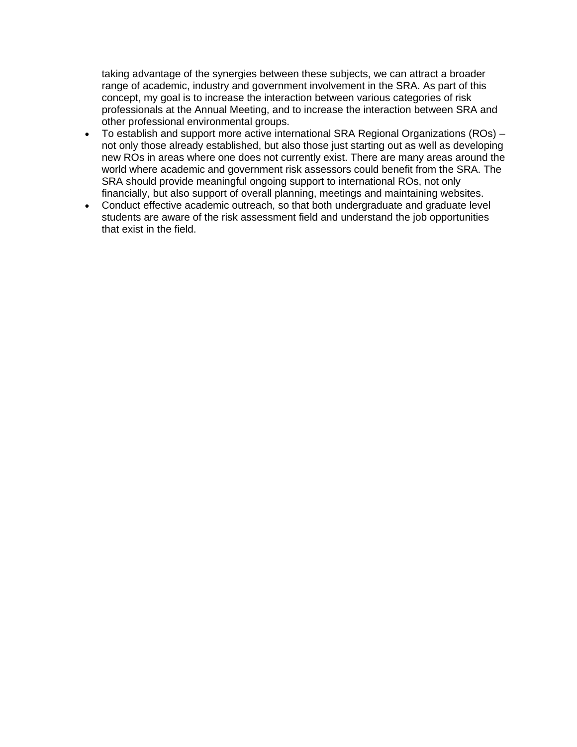taking advantage of the synergies between these subjects, we can attract a broader range of academic, industry and government involvement in the SRA. As part of this concept, my goal is to increase the interaction between various categories of risk professionals at the Annual Meeting, and to increase the interaction between SRA and other professional environmental groups.

- To establish and support more active international SRA Regional Organizations (ROs) – not only those already established, but also those just starting out as well as developing new ROs in areas where one does not currently exist. There are many areas around the world where academic and government risk assessors could benefit from the SRA. The SRA should provide meaningful ongoing support to international ROs, not only financially, but also support of overall planning, meetings and maintaining websites.
- Conduct effective academic outreach, so that both undergraduate and graduate level students are aware of the risk assessment field and understand the job opportunities that exist in the field.